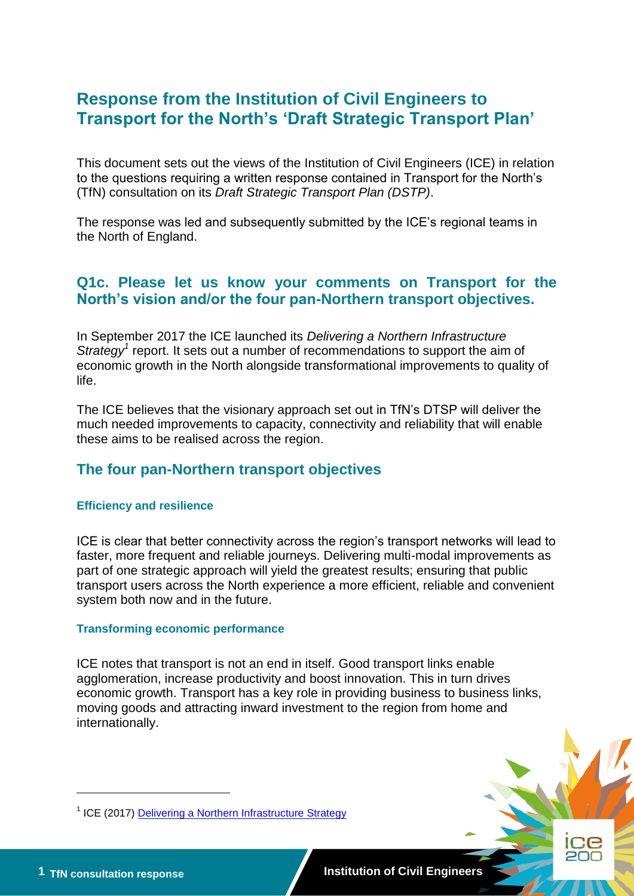# Response from the Institution of Civil Engineers to Transport for the North's 'Draft Strategic Transport Plan'

This document sets out the views of the Institution of Civil Engineers (ICE) in relation to the questions requiring a written response contained in Transport for the North's (TfN) consultation on its *Draft Strategic Transport Plan (DSTP)*.

The response was led and subsequently submitted by the ICE's regional teams in the North of England.

## Q1c. Please let us know your comments on Transport for the North's vision and/or the four pan-Northern transport objectives.

In September 2017 the ICE launched its *Delivering a Northern Infrastructure Strategy*[1] report. It sets out a number of recommendations to support the aim of economic growth in the North alongside transformational improvements to quality of life.

The ICE believes that the visionary approach set out in TfN's DTSP will deliver the much needed improvements to capacity, connectivity and reliability that will enable these aims to be realised across the region.

## The four pan-Northern transport objectives

### Efficiency and resilience

ICE is clear that better connectivity across the region's transport networks will lead to faster, more frequent and reliable journeys. Delivering multi-modal improvements as part of one strategic approach will yield the greatest results; ensuring that public transport users across the North experience a more efficient, reliable and convenient system both now and in the future.

### Transforming economic performance

ICE notes that transport is not an end in itself. Good transport links enable agglomeration, increase productivity and boost innovation. This in turn drives economic growth. Transport has a key role in providing business to business links, moving goods and attracting inward investment to the region from home and internationally.

---

[1] ICE (2017) Delivering a Northern Infrastructure Strategy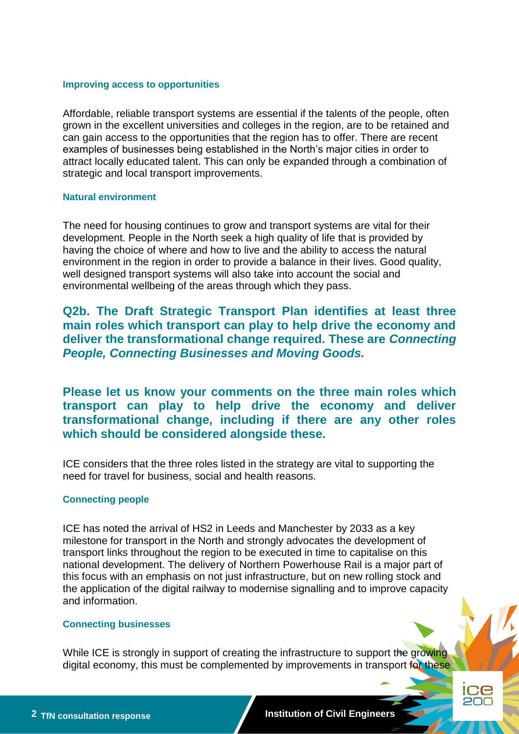#### Improving access to opportunities

Affordable, reliable transport systems are essential if the talents of the people, often grown in the excellent universities and colleges in the region, are to be retained and can gain access to the opportunities that the region has to offer. There are recent examples of businesses being established in the North's major cities in order to attract locally educated talent. This can only be expanded through a combination of strategic and local transport improvements.

#### Natural environment

The need for housing continues to grow and transport systems are vital for their development. People in the North seek a high quality of life that is provided by having the choice of where and how to live and the ability to access the natural environment in the region in order to provide a balance in their lives. Good quality, well designed transport systems will also take into account the social and environmental wellbeing of the areas through which they pass.

## Q2b. The Draft Strategic Transport Plan identifies at least three main roles which transport can play to help drive the economy and deliver the transformational change required. These are *Connecting People, Connecting Businesses and Moving Goods.*

## Please let us know your comments on the three main roles which transport can play to help drive the economy and deliver transformational change, including if there are any other roles which should be considered alongside these.

ICE considers that the three roles listed in the strategy are vital to supporting the need for travel for business, social and health reasons.

#### Connecting people

ICE has noted the arrival of HS2 in Leeds and Manchester by 2033 as a key milestone for transport in the North and strongly advocates the development of transport links throughout the region to be executed in time to capitalise on this national development. The delivery of Northern Powerhouse Rail is a major part of this focus with an emphasis on not just infrastructure, but on new rolling stock and the application of the digital railway to modernise signalling and to improve capacity and information.

#### Connecting businesses

While ICE is strongly in support of creating the infrastructure to support the growing digital economy, this must be complemented by improvements in transport for these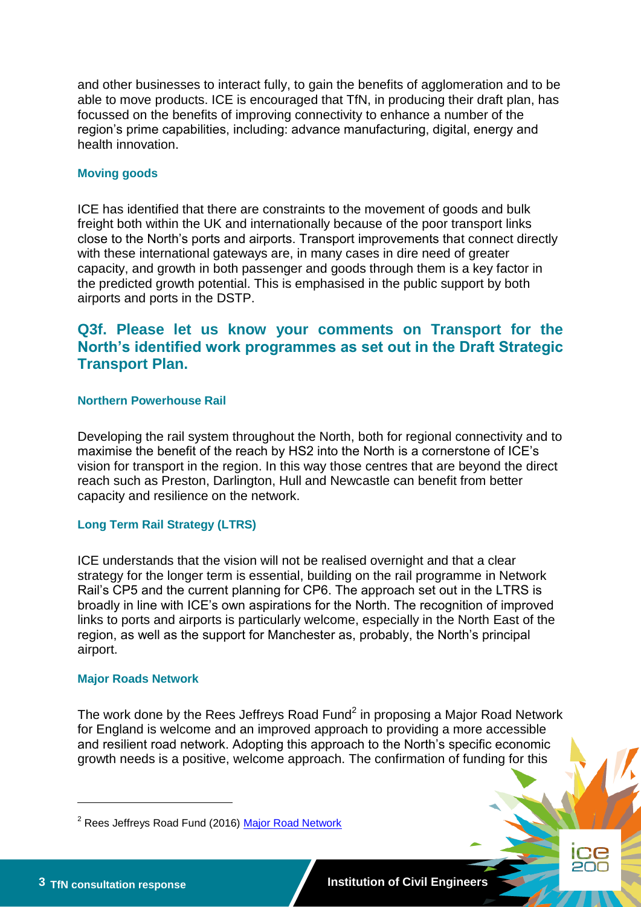and other businesses to interact fully, to gain the benefits of agglomeration and to be able to move products. ICE is encouraged that TfN, in producing their draft plan, has focussed on the benefits of improving connectivity to enhance a number of the region's prime capabilities, including: advance manufacturing, digital, energy and health innovation.

#### Moving goods

ICE has identified that there are constraints to the movement of goods and bulk freight both within the UK and internationally because of the poor transport links close to the North's ports and airports. Transport improvements that connect directly with these international gateways are, in many cases in dire need of greater capacity, and growth in both passenger and goods through them is a key factor in the predicted growth potential. This is emphasised in the public support by both airports and ports in the DSTP.

## Q3f. Please let us know your comments on Transport for the North's identified work programmes as set out in the Draft Strategic Transport Plan.

#### Northern Powerhouse Rail

Developing the rail system throughout the North, both for regional connectivity and to maximise the benefit of the reach by HS2 into the North is a cornerstone of ICE's vision for transport in the region. In this way those centres that are beyond the direct reach such as Preston, Darlington, Hull and Newcastle can benefit from better capacity and resilience on the network.

#### Long Term Rail Strategy (LTRS)

ICE understands that the vision will not be realised overnight and that a clear strategy for the longer term is essential, building on the rail programme in Network Rail's CP5 and the current planning for CP6. The approach set out in the LTRS is broadly in line with ICE's own aspirations for the North. The recognition of improved links to ports and airports is particularly welcome, especially in the North East of the region, as well as the support for Manchester as, probably, the North's principal airport.

#### Major Roads Network

The work done by the Rees Jeffreys Road Fund[2] in proposing a Major Road Network for England is welcome and an improved approach to providing a more accessible and resilient road network. Adopting this approach to the North's specific economic growth needs is a positive, welcome approach. The confirmation of funding for this

---

[2] Rees Jeffreys Road Fund (2016) Major Road Network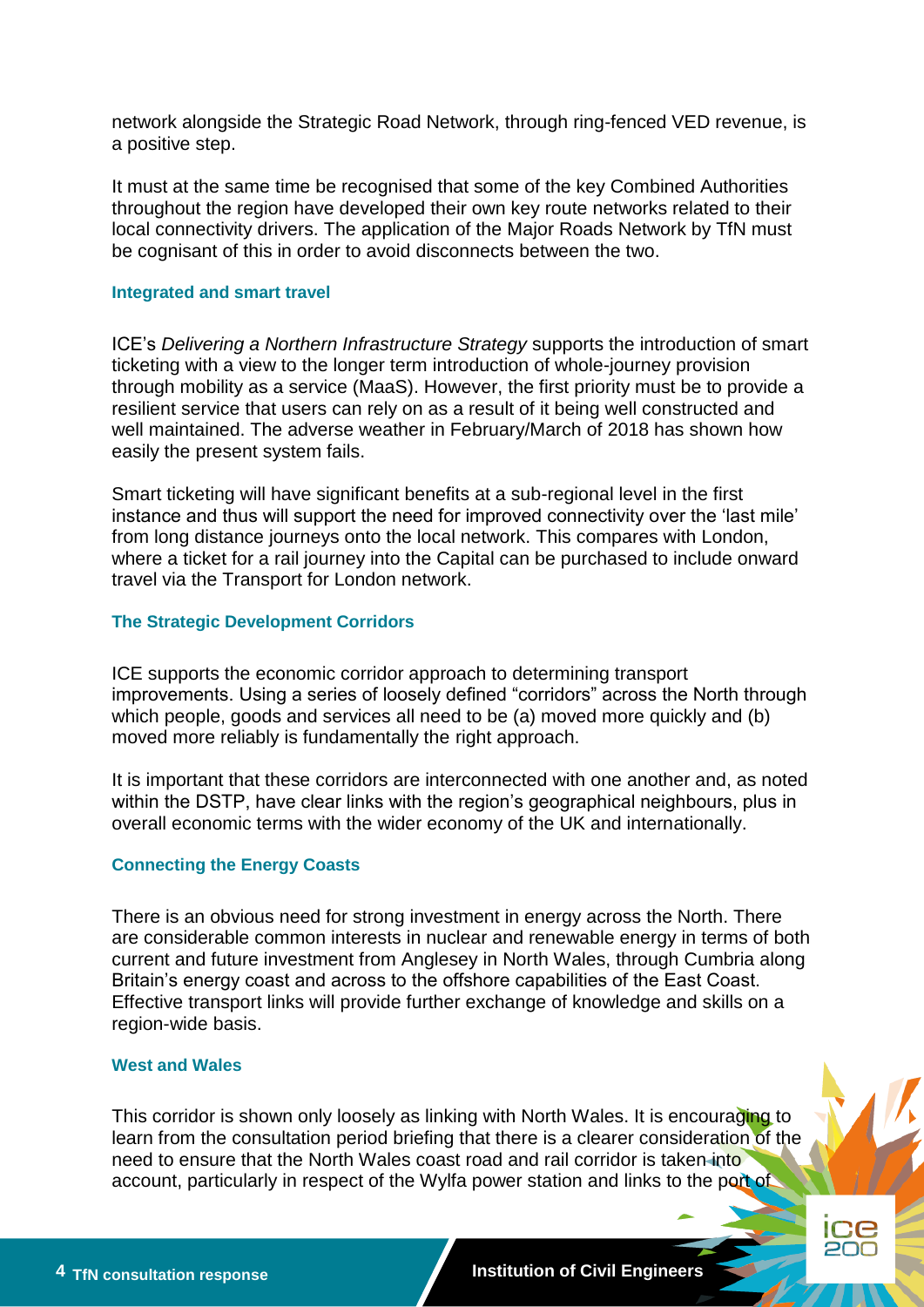network alongside the Strategic Road Network, through ring-fenced VED revenue, is a positive step.

It must at the same time be recognised that some of the key Combined Authorities throughout the region have developed their own key route networks related to their local connectivity drivers. The application of the Major Roads Network by TfN must be cognisant of this in order to avoid disconnects between the two.

### Integrated and smart travel

ICE's *Delivering a Northern Infrastructure Strategy* supports the introduction of smart ticketing with a view to the longer term introduction of whole-journey provision through mobility as a service (MaaS). However, the first priority must be to provide a resilient service that users can rely on as a result of it being well constructed and well maintained. The adverse weather in February/March of 2018 has shown how easily the present system fails.

Smart ticketing will have significant benefits at a sub-regional level in the first instance and thus will support the need for improved connectivity over the 'last mile' from long distance journeys onto the local network. This compares with London, where a ticket for a rail journey into the Capital can be purchased to include onward travel via the Transport for London network.

### The Strategic Development Corridors

ICE supports the economic corridor approach to determining transport improvements. Using a series of loosely defined "corridors" across the North through which people, goods and services all need to be (a) moved more quickly and (b) moved more reliably is fundamentally the right approach.

It is important that these corridors are interconnected with one another and, as noted within the DSTP, have clear links with the region's geographical neighbours, plus in overall economic terms with the wider economy of the UK and internationally.

### Connecting the Energy Coasts

There is an obvious need for strong investment in energy across the North. There are considerable common interests in nuclear and renewable energy in terms of both current and future investment from Anglesey in North Wales, through Cumbria along Britain's energy coast and across to the offshore capabilities of the East Coast. Effective transport links will provide further exchange of knowledge and skills on a region-wide basis.

### West and Wales

This corridor is shown only loosely as linking with North Wales. It is encouraging to learn from the consultation period briefing that there is a clearer consideration of the need to ensure that the North Wales coast road and rail corridor is taken into account, particularly in respect of the Wylfa power station and links to the port of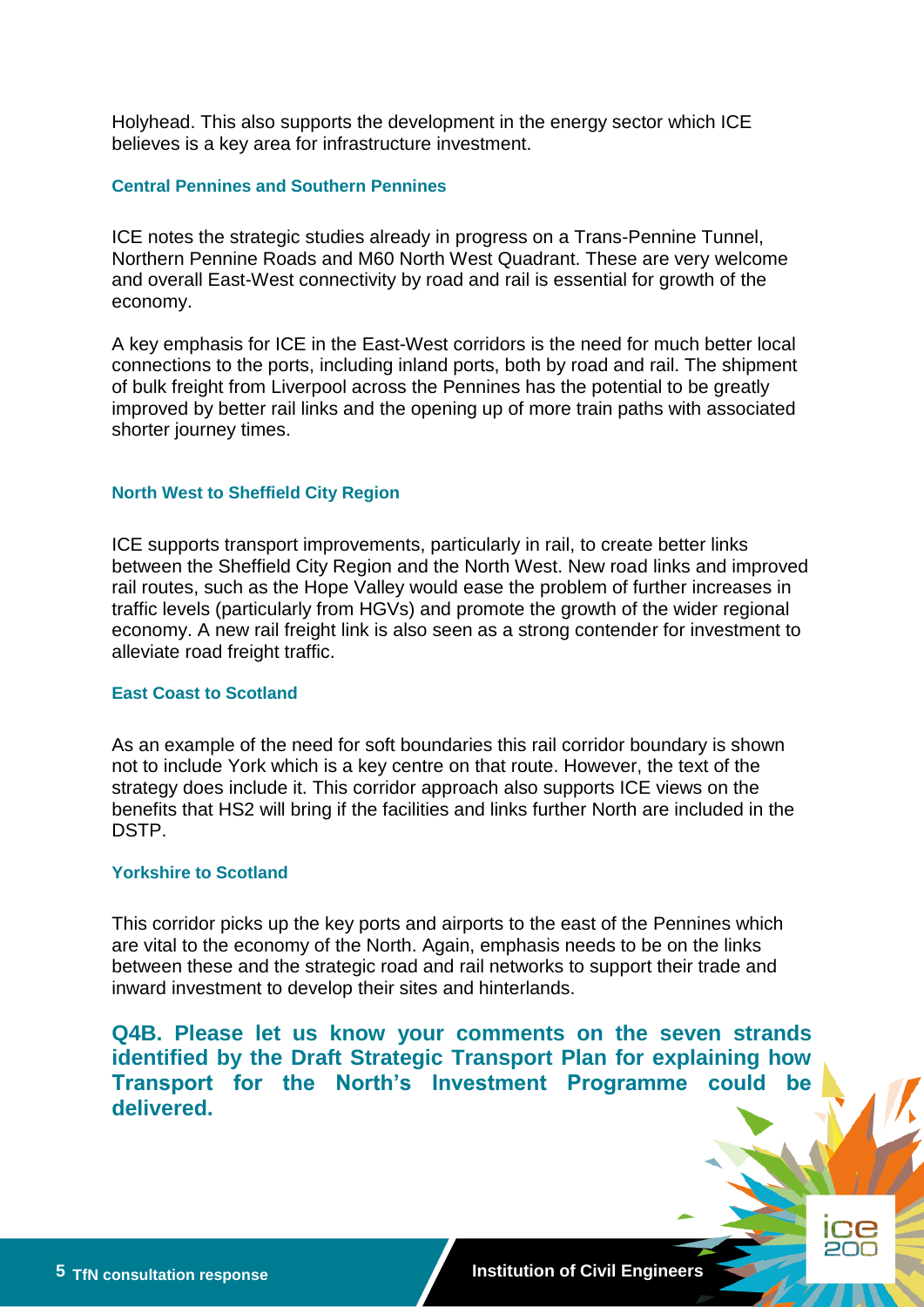Holyhead. This also supports the development in the energy sector which ICE believes is a key area for infrastructure investment.

### Central Pennines and Southern Pennines

ICE notes the strategic studies already in progress on a Trans-Pennine Tunnel, Northern Pennine Roads and M60 North West Quadrant. These are very welcome and overall East-West connectivity by road and rail is essential for growth of the economy.

A key emphasis for ICE in the East-West corridors is the need for much better local connections to the ports, including inland ports, both by road and rail. The shipment of bulk freight from Liverpool across the Pennines has the potential to be greatly improved by better rail links and the opening up of more train paths with associated shorter journey times.

### North West to Sheffield City Region

ICE supports transport improvements, particularly in rail, to create better links between the Sheffield City Region and the North West. New road links and improved rail routes, such as the Hope Valley would ease the problem of further increases in traffic levels (particularly from HGVs) and promote the growth of the wider regional economy. A new rail freight link is also seen as a strong contender for investment to alleviate road freight traffic.

### East Coast to Scotland

As an example of the need for soft boundaries this rail corridor boundary is shown not to include York which is a key centre on that route. However, the text of the strategy does include it. This corridor approach also supports ICE views on the benefits that HS2 will bring if the facilities and links further North are included in the DSTP.

### Yorkshire to Scotland

This corridor picks up the key ports and airports to the east of the Pennines which are vital to the economy of the North. Again, emphasis needs to be on the links between these and the strategic road and rail networks to support their trade and inward investment to develop their sites and hinterlands.

## Q4B. Please let us know your comments on the seven strands identified by the Draft Strategic Transport Plan for explaining how Transport for the North's Investment Programme could be delivered.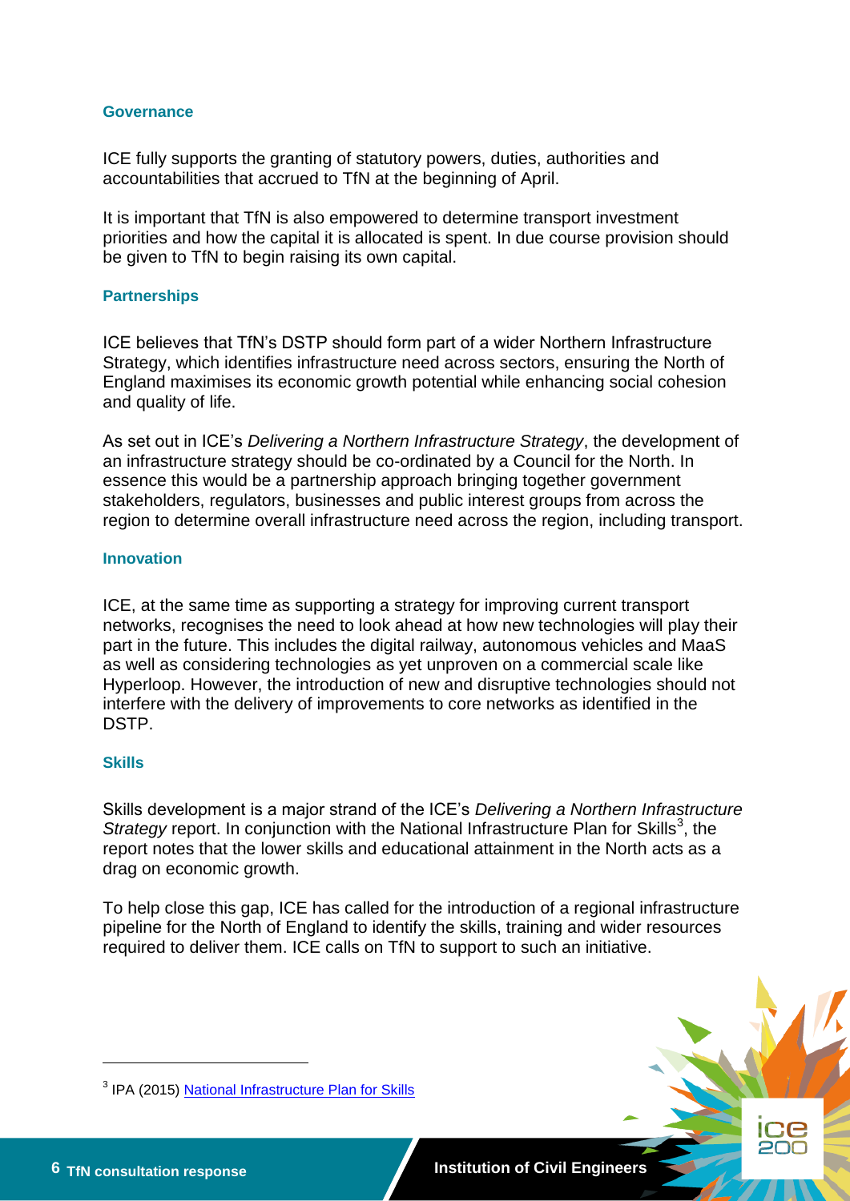### Governance

ICE fully supports the granting of statutory powers, duties, authorities and accountabilities that accrued to TfN at the beginning of April.

It is important that TfN is also empowered to determine transport investment priorities and how the capital it is allocated is spent. In due course provision should be given to TfN to begin raising its own capital.

### Partnerships

ICE believes that TfN's DSTP should form part of a wider Northern Infrastructure Strategy, which identifies infrastructure need across sectors, ensuring the North of England maximises its economic growth potential while enhancing social cohesion and quality of life.

As set out in ICE's *Delivering a Northern Infrastructure Strategy*, the development of an infrastructure strategy should be co-ordinated by a Council for the North. In essence this would be a partnership approach bringing together government stakeholders, regulators, businesses and public interest groups from across the region to determine overall infrastructure need across the region, including transport.

### Innovation

ICE, at the same time as supporting a strategy for improving current transport networks, recognises the need to look ahead at how new technologies will play their part in the future. This includes the digital railway, autonomous vehicles and MaaS as well as considering technologies as yet unproven on a commercial scale like Hyperloop. However, the introduction of new and disruptive technologies should not interfere with the delivery of improvements to core networks as identified in the DSTP.

### Skills

Skills development is a major strand of the ICE's *Delivering a Northern Infrastructure Strategy* report. In conjunction with the National Infrastructure Plan for Skills[3], the report notes that the lower skills and educational attainment in the North acts as a drag on economic growth.

To help close this gap, ICE has called for the introduction of a regional infrastructure pipeline for the North of England to identify the skills, training and wider resources required to deliver them. ICE calls on TfN to support to such an initiative.

---

[3] IPA (2015) National Infrastructure Plan for Skills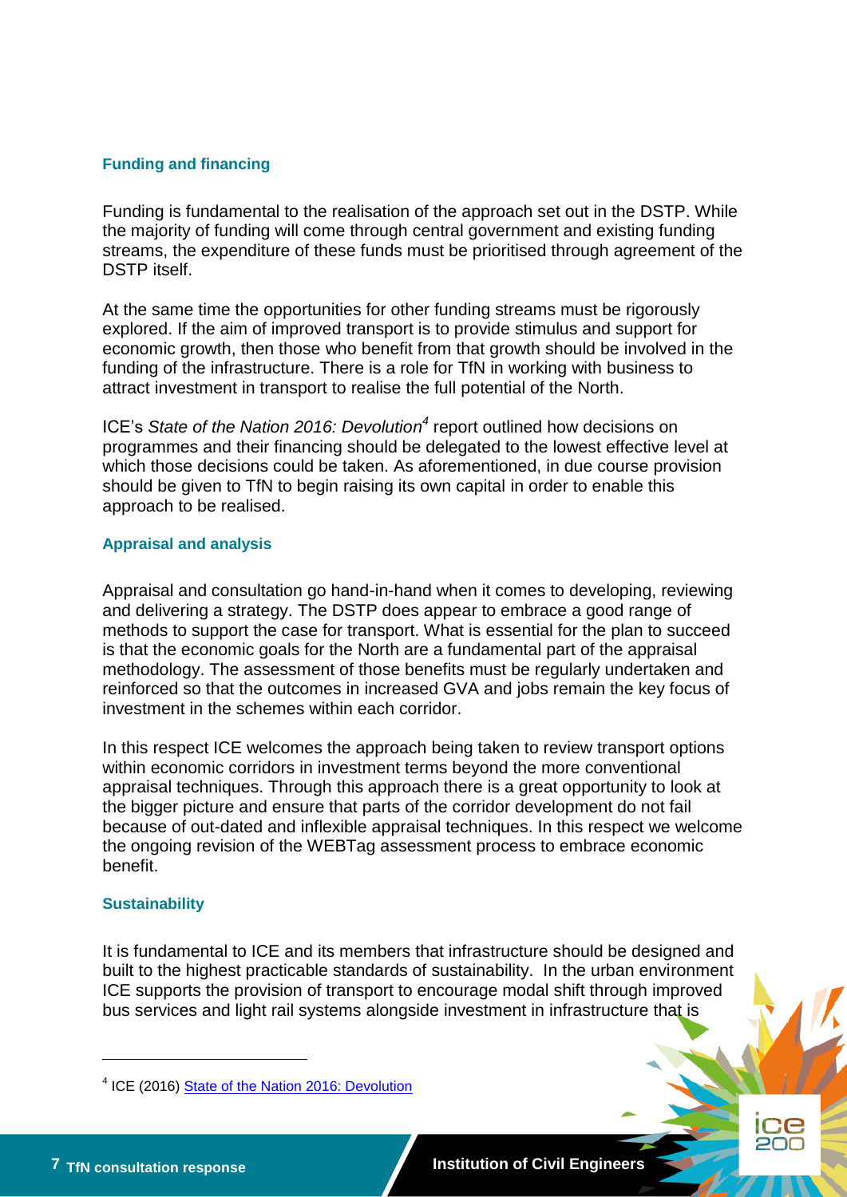## Funding and financing

Funding is fundamental to the realisation of the approach set out in the DSTP. While the majority of funding will come through central government and existing funding streams, the expenditure of these funds must be prioritised through agreement of the DSTP itself.

At the same time the opportunities for other funding streams must be rigorously explored. If the aim of improved transport is to provide stimulus and support for economic growth, then those who benefit from that growth should be involved in the funding of the infrastructure. There is a role for TfN in working with business to attract investment in transport to realise the full potential of the North.

ICE's *State of the Nation 2016: Devolution*[4] report outlined how decisions on programmes and their financing should be delegated to the lowest effective level at which those decisions could be taken. As aforementioned, in due course provision should be given to TfN to begin raising its own capital in order to enable this approach to be realised.

## Appraisal and analysis

Appraisal and consultation go hand-in-hand when it comes to developing, reviewing and delivering a strategy. The DSTP does appear to embrace a good range of methods to support the case for transport. What is essential for the plan to succeed is that the economic goals for the North are a fundamental part of the appraisal methodology. The assessment of those benefits must be regularly undertaken and reinforced so that the outcomes in increased GVA and jobs remain the key focus of investment in the schemes within each corridor.

In this respect ICE welcomes the approach being taken to review transport options within economic corridors in investment terms beyond the more conventional appraisal techniques. Through this approach there is a great opportunity to look at the bigger picture and ensure that parts of the corridor development do not fail because of out-dated and inflexible appraisal techniques. In this respect we welcome the ongoing revision of the WEBTag assessment process to embrace economic benefit.

## Sustainability

It is fundamental to ICE and its members that infrastructure should be designed and built to the highest practicable standards of sustainability. In the urban environment ICE supports the provision of transport to encourage modal shift through improved bus services and light rail systems alongside investment in infrastructure that is

---

[4] ICE (2016) [State of the Nation 2016: Devolution]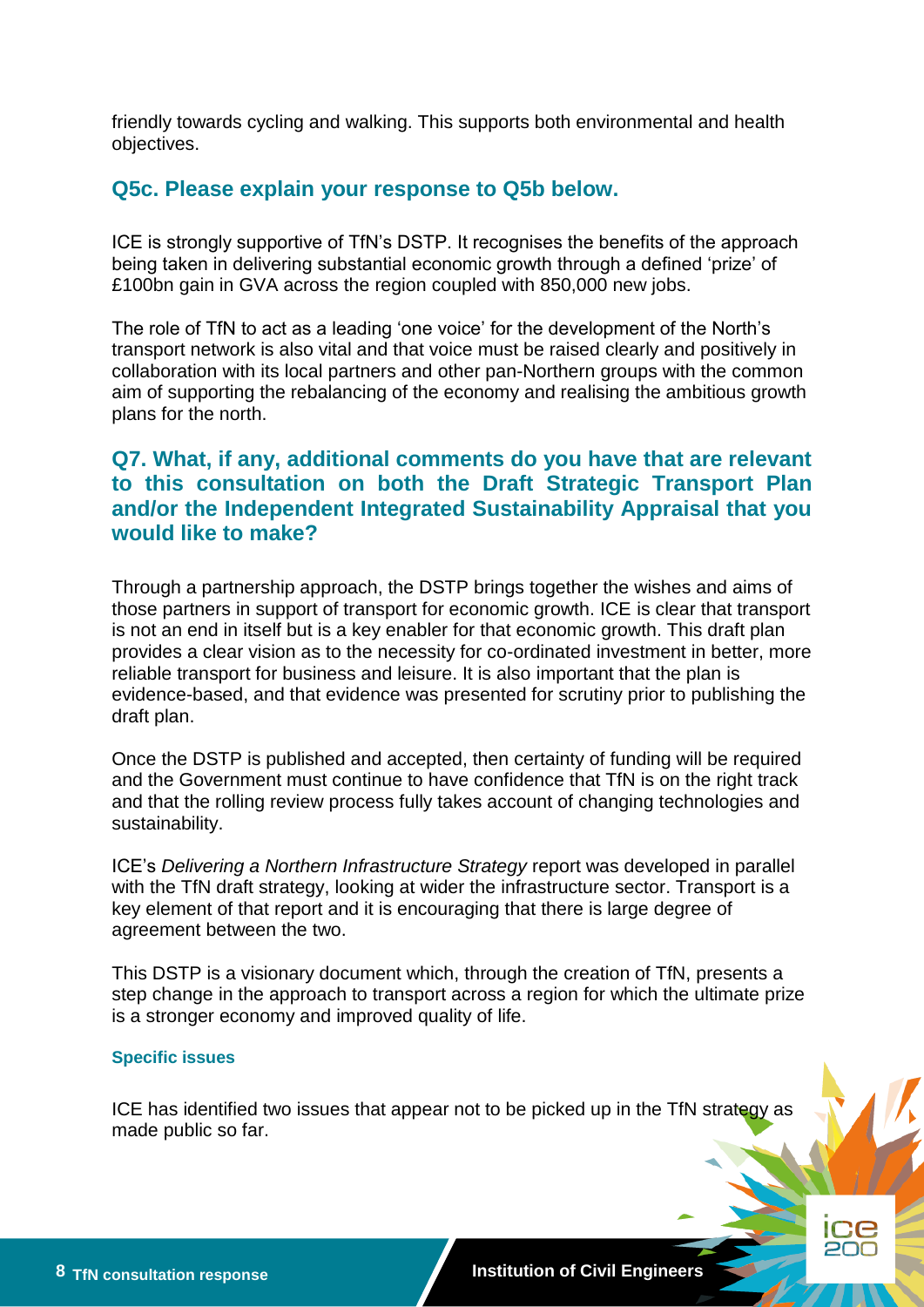friendly towards cycling and walking. This supports both environmental and health objectives.

## Q5c. Please explain your response to Q5b below.

ICE is strongly supportive of TfN's DSTP. It recognises the benefits of the approach being taken in delivering substantial economic growth through a defined 'prize' of £100bn gain in GVA across the region coupled with 850,000 new jobs.

The role of TfN to act as a leading 'one voice' for the development of the North's transport network is also vital and that voice must be raised clearly and positively in collaboration with its local partners and other pan-Northern groups with the common aim of supporting the rebalancing of the economy and realising the ambitious growth plans for the north.

## Q7. What, if any, additional comments do you have that are relevant to this consultation on both the Draft Strategic Transport Plan and/or the Independent Integrated Sustainability Appraisal that you would like to make?

Through a partnership approach, the DSTP brings together the wishes and aims of those partners in support of transport for economic growth. ICE is clear that transport is not an end in itself but is a key enabler for that economic growth. This draft plan provides a clear vision as to the necessity for co-ordinated investment in better, more reliable transport for business and leisure. It is also important that the plan is evidence-based, and that evidence was presented for scrutiny prior to publishing the draft plan.

Once the DSTP is published and accepted, then certainty of funding will be required and the Government must continue to have confidence that TfN is on the right track and that the rolling review process fully takes account of changing technologies and sustainability.

ICE's *Delivering a Northern Infrastructure Strategy* report was developed in parallel with the TfN draft strategy, looking at wider the infrastructure sector. Transport is a key element of that report and it is encouraging that there is large degree of agreement between the two.

This DSTP is a visionary document which, through the creation of TfN, presents a step change in the approach to transport across a region for which the ultimate prize is a stronger economy and improved quality of life.

### Specific issues

ICE has identified two issues that appear not to be picked up in the TfN strategy as made public so far.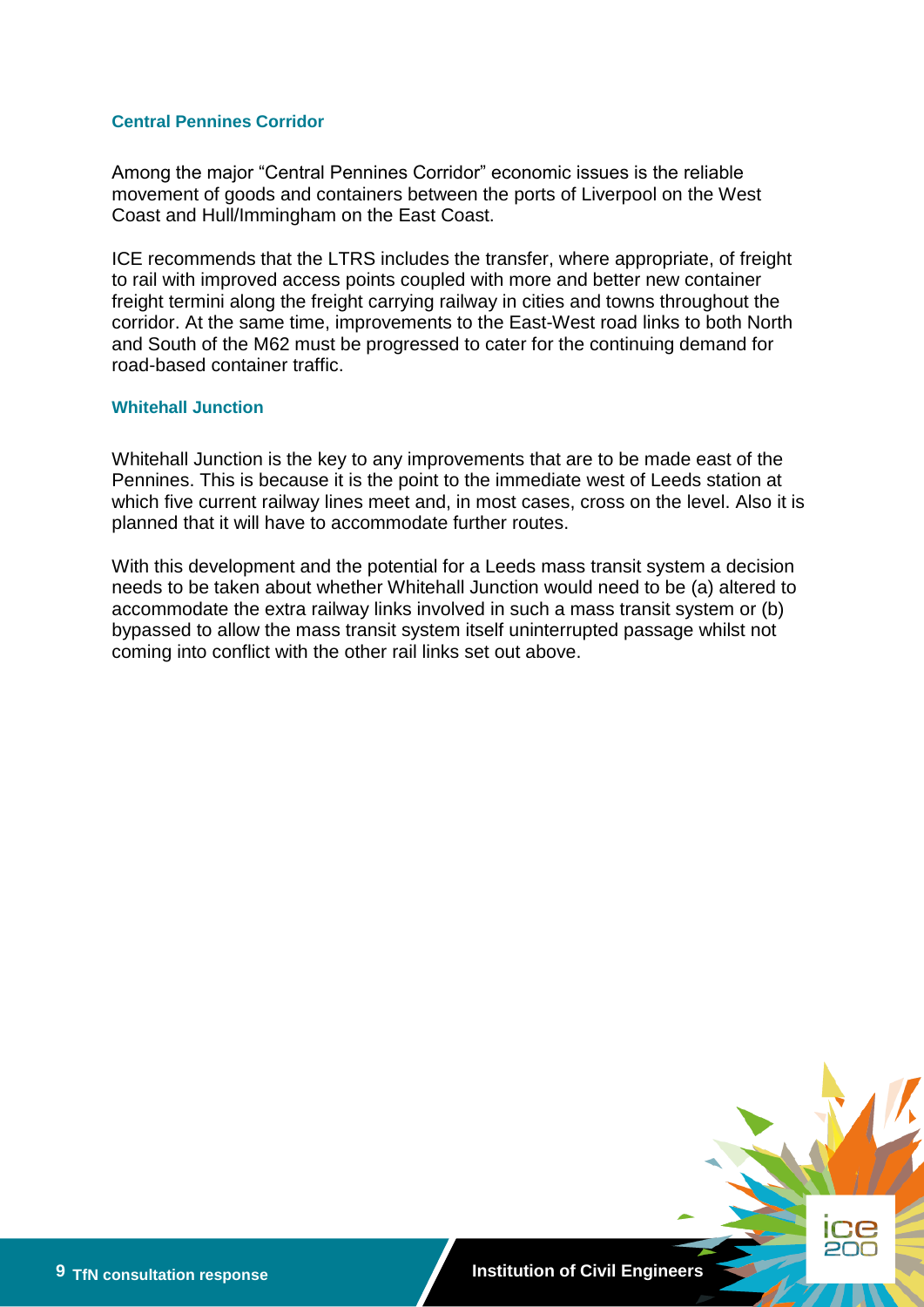### Central Pennines Corridor

Among the major "Central Pennines Corridor" economic issues is the reliable movement of goods and containers between the ports of Liverpool on the West Coast and Hull/Immingham on the East Coast.

ICE recommends that the LTRS includes the transfer, where appropriate, of freight to rail with improved access points coupled with more and better new container freight termini along the freight carrying railway in cities and towns throughout the corridor. At the same time, improvements to the East-West road links to both North and South of the M62 must be progressed to cater for the continuing demand for road-based container traffic.

### Whitehall Junction

Whitehall Junction is the key to any improvements that are to be made east of the Pennines. This is because it is the point to the immediate west of Leeds station at which five current railway lines meet and, in most cases, cross on the level. Also it is planned that it will have to accommodate further routes.

With this development and the potential for a Leeds mass transit system a decision needs to be taken about whether Whitehall Junction would need to be (a) altered to accommodate the extra railway links involved in such a mass transit system or (b) bypassed to allow the mass transit system itself uninterrupted passage whilst not coming into conflict with the other rail links set out above.